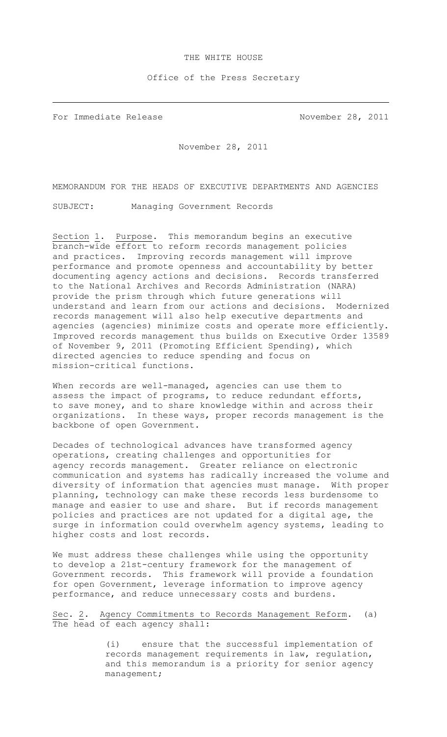THE WHITE HOUSE

Office of the Press Secretary

---

For Immediate Release November 28, 2011

November 28, 2011

MEMORANDUM FOR THE HEADS OF EXECUTIVE DEPARTMENTS AND AGENCIES

SUBJECT: Managing Government Records

Section 1. Purpose. This memorandum begins an executive branch-wide effort to reform records management policies and practices. Improving records management will improve performance and promote openness and accountability by better documenting agency actions and decisions. Records transferred to the National Archives and Records Administration (NARA) provide the prism through which future generations will understand and learn from our actions and decisions. Modernized records management will also help executive departments and agencies (agencies) minimize costs and operate more efficiently. Improved records management thus builds on Executive Order 13589 of November 9, 2011 (Promoting Efficient Spending), which directed agencies to reduce spending and focus on mission-critical functions.

When records are well-managed, agencies can use them to assess the impact of programs, to reduce redundant efforts, to save money, and to share knowledge within and across their organizations. In these ways, proper records management is the backbone of open Government.

Decades of technological advances have transformed agency operations, creating challenges and opportunities for agency records management. Greater reliance on electronic communication and systems has radically increased the volume and diversity of information that agencies must manage. With proper planning, technology can make these records less burdensome to manage and easier to use and share. But if records management policies and practices are not updated for a digital age, the surge in information could overwhelm agency systems, leading to higher costs and lost records.

We must address these challenges while using the opportunity to develop a 21st-century framework for the management of Government records. This framework will provide a foundation for open Government, leverage information to improve agency performance, and reduce unnecessary costs and burdens.

Sec. 2. Agency Commitments to Records Management Reform. (a) The head of each agency shall:

(i) ensure that the successful implementation of records management requirements in law, regulation, and this memorandum is a priority for senior agency management;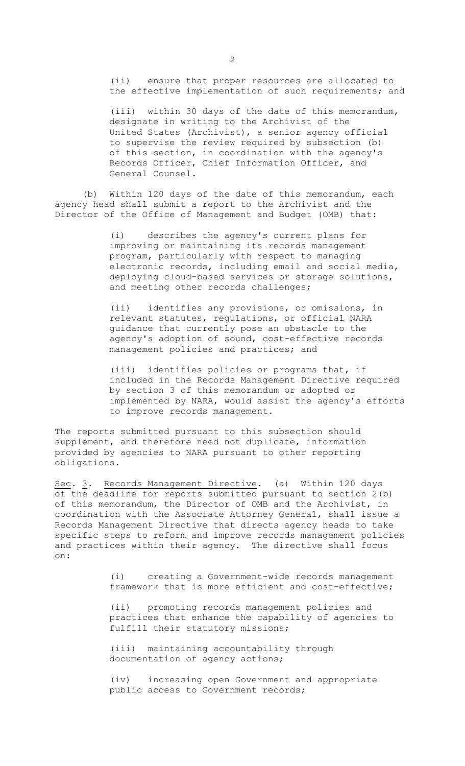(ii) ensure that proper resources are allocated to the effective implementation of such requirements; and

(iii) within 30 days of the date of this memorandum, designate in writing to the Archivist of the United States (Archivist), a senior agency official to supervise the review required by subsection (b) of this section, in coordination with the agency's Records Officer, Chief Information Officer, and General Counsel.

(b) Within 120 days of the date of this memorandum, each agency head shall submit a report to the Archivist and the Director of the Office of Management and Budget (OMB) that:

(i) describes the agency's current plans for improving or maintaining its records management program, particularly with respect to managing electronic records, including email and social media, deploying cloud-based services or storage solutions, and meeting other records challenges;

(ii) identifies any provisions, or omissions, in relevant statutes, regulations, or official NARA guidance that currently pose an obstacle to the agency's adoption of sound, cost-effective records management policies and practices; and

(iii) identifies policies or programs that, if included in the Records Management Directive required by section 3 of this memorandum or adopted or implemented by NARA, would assist the agency's efforts to improve records management.

The reports submitted pursuant to this subsection should supplement, and therefore need not duplicate, information provided by agencies to NARA pursuant to other reporting obligations.

<u>Sec</u>. <u>3</u>. <u>Records Management Directive</u>. (a) Within 120 days of the deadline for reports submitted pursuant to section 2(b) of this memorandum, the Director of OMB and the Archivist, in coordination with the Associate Attorney General, shall issue a Records Management Directive that directs agency heads to take specific steps to reform and improve records management policies and practices within their agency. The directive shall focus on:

(i) creating a Government-wide records management framework that is more efficient and cost-effective;

(ii) promoting records management policies and practices that enhance the capability of agencies to fulfill their statutory missions;

(iii) maintaining accountability through documentation of agency actions;

(iv) increasing open Government and appropriate public access to Government records;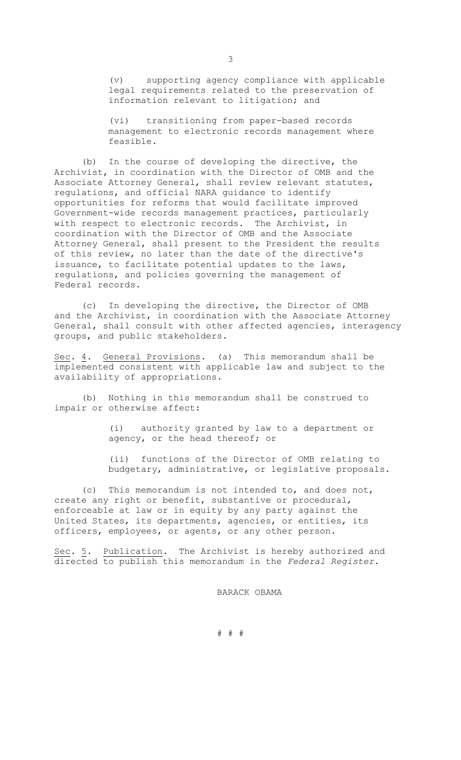(v) supporting agency compliance with applicable legal requirements related to the preservation of information relevant to litigation; and

(vi) transitioning from paper-based records management to electronic records management where feasible.

(b) In the course of developing the directive, the Archivist, in coordination with the Director of OMB and the Associate Attorney General, shall review relevant statutes, regulations, and official NARA guidance to identify opportunities for reforms that would facilitate improved Government-wide records management practices, particularly with respect to electronic records. The Archivist, in coordination with the Director of OMB and the Associate Attorney General, shall present to the President the results of this review, no later than the date of the directive's issuance, to facilitate potential updates to the laws, regulations, and policies governing the management of Federal records.

(c) In developing the directive, the Director of OMB and the Archivist, in coordination with the Associate Attorney General, shall consult with other affected agencies, interagency groups, and public stakeholders.

<u>Sec</u>. <u>4</u>. <u>General Provisions</u>. (a) This memorandum shall be implemented consistent with applicable law and subject to the availability of appropriations.

(b) Nothing in this memorandum shall be construed to impair or otherwise affect:

(i) authority granted by law to a department or agency, or the head thereof; or

(ii) functions of the Director of OMB relating to budgetary, administrative, or legislative proposals.

(c) This memorandum is not intended to, and does not, create any right or benefit, substantive or procedural, enforceable at law or in equity by any party against the United States, its departments, agencies, or entities, its officers, employees, or agents, or any other person.

<u>Sec</u>. <u>5</u>. <u>Publication</u>. The Archivist is hereby authorized and directed to publish this memorandum in the *Federal Register*.

BARACK OBAMA

# # #